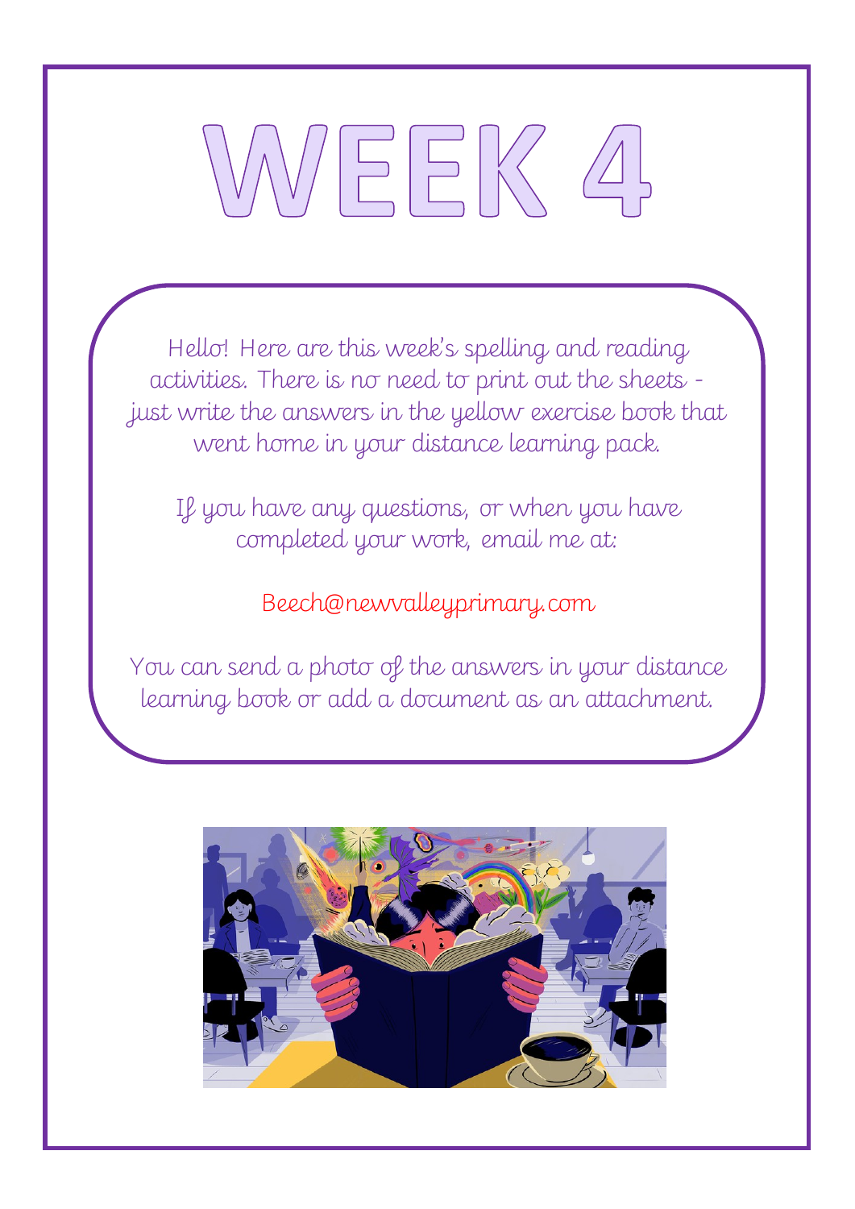# WEEK 4

Hello! Here are this week's spelling and reading activities. There is no need to print out the sheets - just write the answers in the yellow exercise book that went home in your distance learning pack.

If you have any questions, or when you have completed your work, email me at:

Beech@newvalleyprimary.com

You can send a photo of the answers in your distance learning book or add a document as an attachment.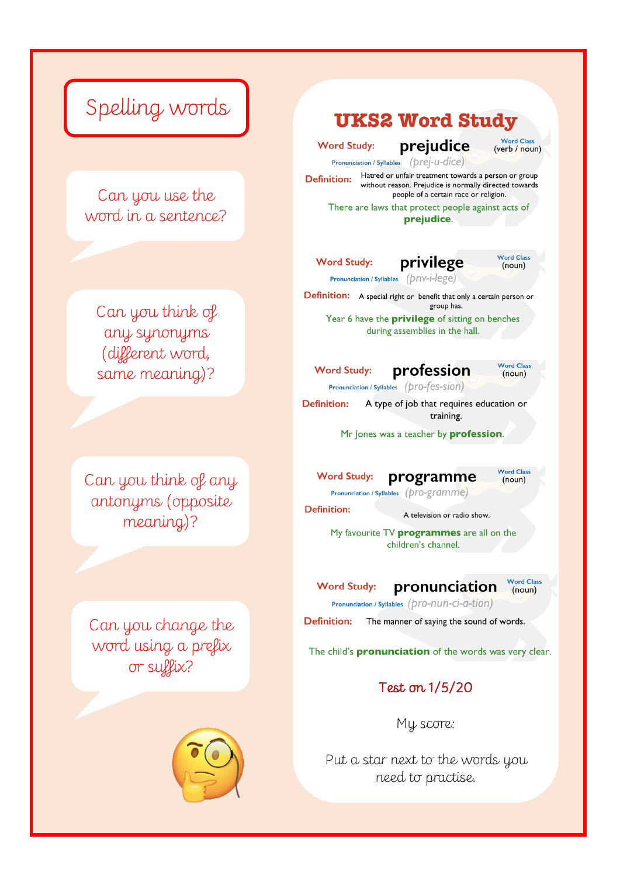# Spelling words

Can you use the word in a sentence?

Can you think of any synonyms (different word, same meaning)?

Can you think of any antonyms (opposite meaning)?

Can you change the word using a prefix or suffix?

## UKS2 Word Study

**Word Study:** **prejudice**
Word Class (verb / noun)
Pronunciation / Syllables (prej-u-dice)
**Definition:** Hatred or unfair treatment towards a person or group without reason. Prejudice is normally directed towards people of a certain race or religion.
There are laws that protect people against acts of **prejudice**.

**Word Study:** **privilege**
Word Class (noun)
Pronunciation / Syllables (priv-i-lege)
**Definition:** A special right or benefit that only a certain person or group has.
Year 6 have the **privilege** of sitting on benches during assemblies in the hall.

**Word Study:** **profession**
Word Class (noun)
Pronunciation / Syllables (pro-fes-sion)
**Definition:** A type of job that requires education or training.
Mr Jones was a teacher by **profession**.

**Word Study:** **programme**
Word Class (noun)
Pronunciation / Syllables (pro-gramme)
**Definition:** A television or radio show.
My favourite TV **programmes** are all on the children's channel.

**Word Study:** **pronunciation**
Word Class (noun)
Pronunciation / Syllables (pro-nun-ci-a-tion)
**Definition:** The manner of saying the sound of words.
The child's **pronunciation** of the words was very clear.

Test on 1/5/20

My score:

Put a star next to the words you need to practise.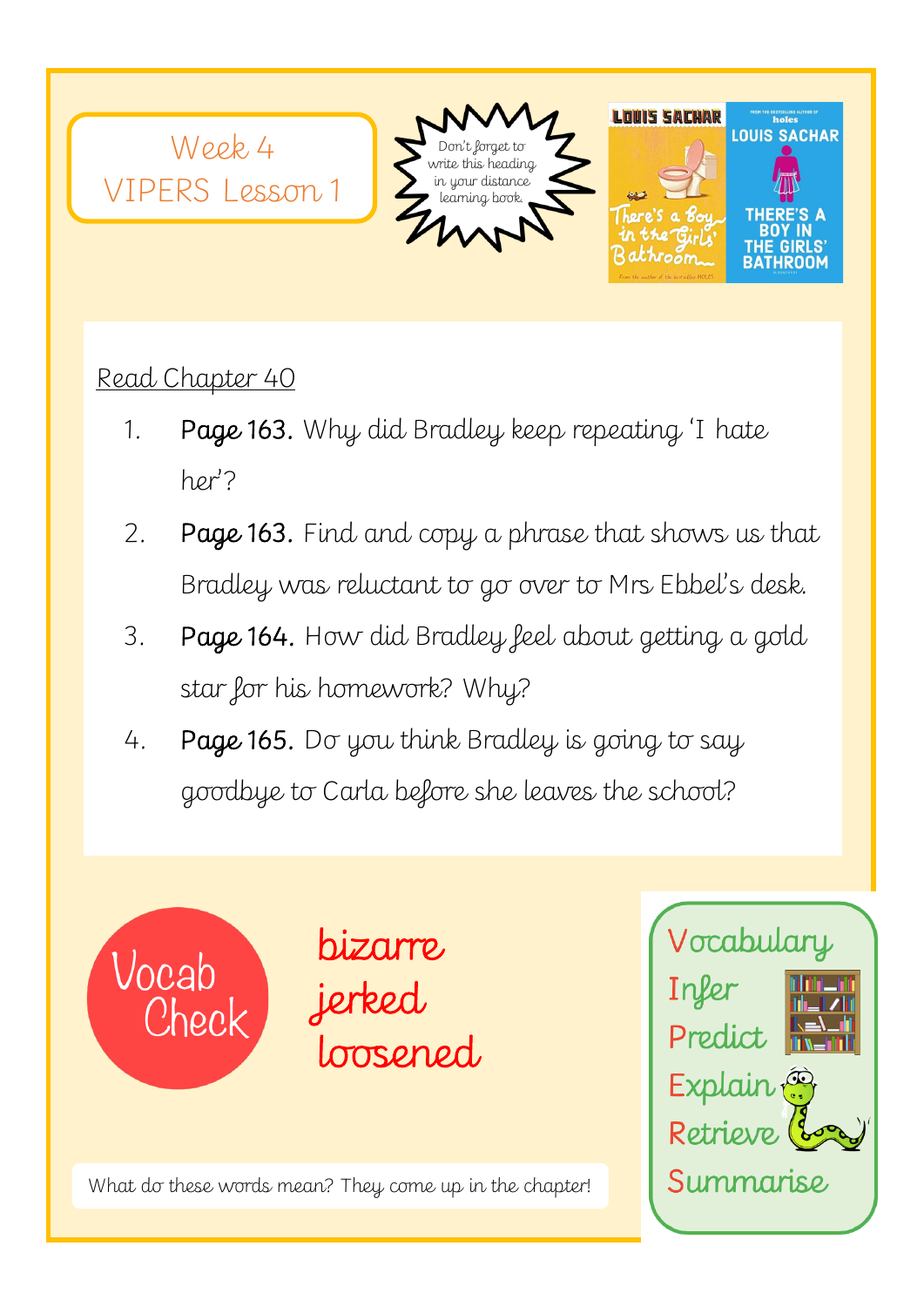# Week 4 VIPERS Lesson 1

Don't forget to write this heading in your distance learning book.

Read Chapter 40

1. **Page 163.** Why did Bradley keep repeating 'I hate her'?
2. **Page 163.** Find and copy a phrase that shows us that Bradley was reluctant to go over to Mrs Ebbel's desk.
3. **Page 164.** How did Bradley feel about getting a gold star for his homework? Why?
4. **Page 165.** Do you think Bradley is going to say goodbye to Carla before she leaves the school?

## Vocab Check

bizarre
jerked
loosened

What do these words mean? They come up in the chapter!

Vocabulary
Infer
Predict
Explain
Retrieve
Summarise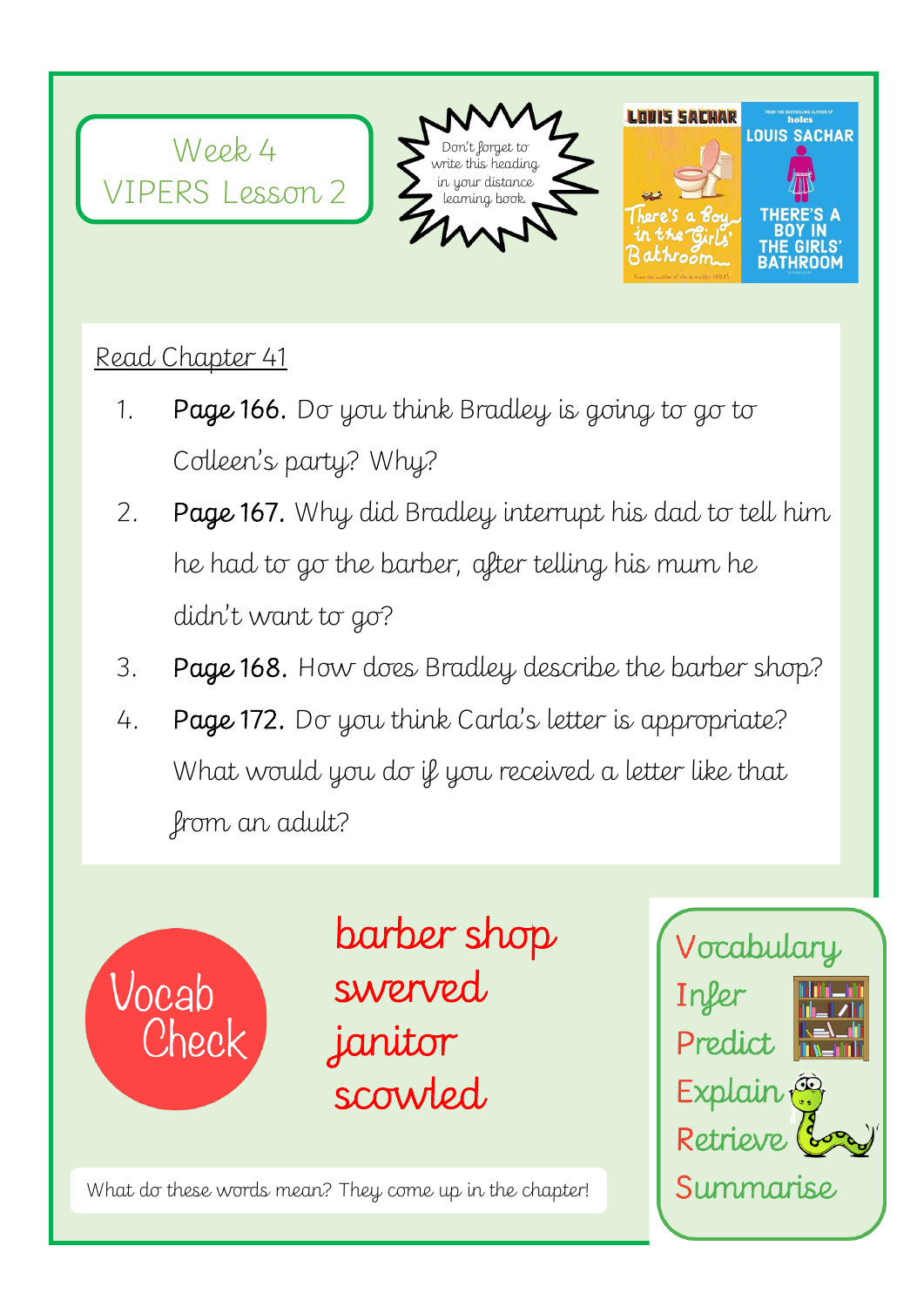# Week 4
# VIPERS Lesson 2

Don't forget to write this heading in your distance learning book.

LOUIS SACHAR

There's a Boy in the Girls' Bathroom

## Read Chapter 41

1. **Page 166.** Do you think Bradley is going to go to Colleen's party? Why?
2. **Page 167.** Why did Bradley interrupt his dad to tell him he had to go the barber, after telling his mum he didn't want to go?
3. **Page 168.** How does Bradley describe the barber shop?
4. **Page 172.** Do you think Carla's letter is appropriate? What would you do if you received a letter like that from an adult?

## Vocab Check

barber shop
swerved
janitor
scowled

What do these words mean? They come up in the chapter!

Vocabulary
Infer
Predict
Explain
Retrieve
Summarise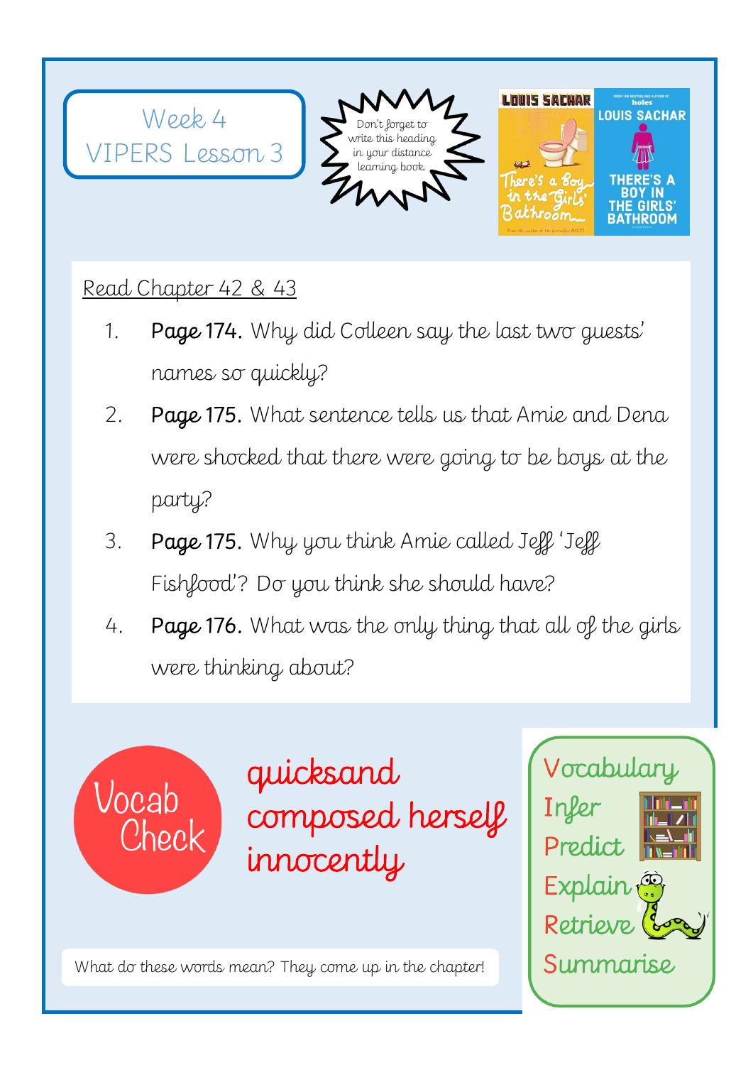# Week 4 VIPERS Lesson 3

Don't forget to write this heading in your distance learning book.

LOUIS SACHAR

There's a Boy in the Girls' Bathroom

<u>Read Chapter 42 & 43</u>

1. **Page 174.** Why did Colleen say the last two guests' names so quickly?
2. **Page 175.** What sentence tells us that Amie and Dena were shocked that there were going to be boys at the party?
3. **Page 175.** Why you think Amie called Jeff 'Jeff Fishfood'? Do you think she should have?
4. **Page 176.** What was the only thing that all of the girls were thinking about?

## Vocab Check

quicksand
composed herself
innocently

What do these words mean? They come up in the chapter!

Vocabulary
Infer
Predict
Explain
Retrieve
Summarise